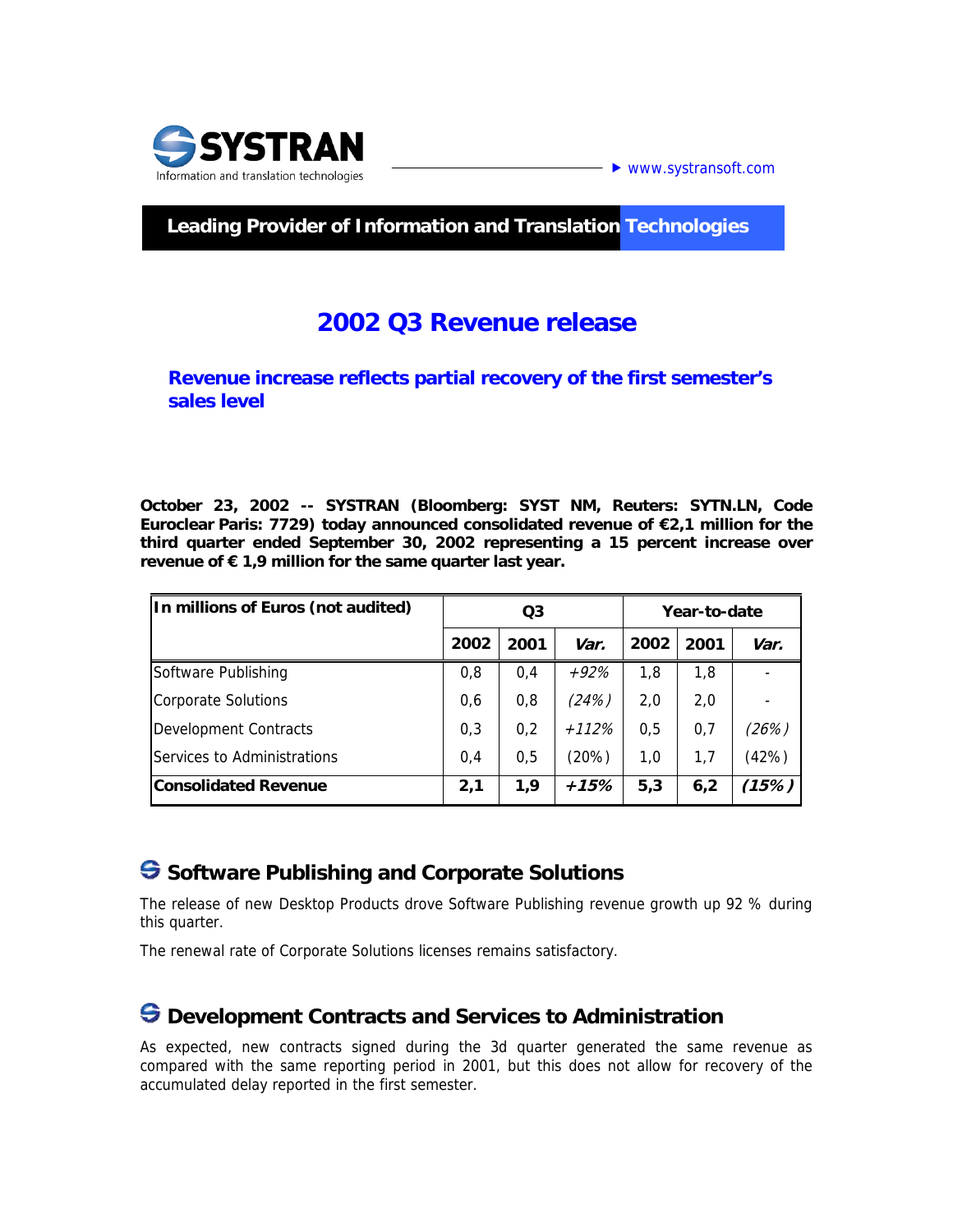SYSTRAN
Information and translation technologies

www.systransoft.com

**Leading Provider of Information and Translation Technologies**

# 2002 Q3 Revenue release

## Revenue increase reflects partial recovery of the first semester's sales level

**October 23, 2002 -- SYSTRAN (Bloomberg: SYST NM, Reuters: SYTN.LN, Code Euroclear Paris: 7729) today announced consolidated revenue of €2,1 million for the third quarter ended September 30, 2002 representing a 15 percent increase over revenue of € 1,9 million for the same quarter last year.**

| In millions of Euros (not audited) | Q3 | | | Year-to-date | | |
|---|---|---|---|---|---|---|
| | **2002** | **2001** | ***Var.*** | **2002** | **2001** | ***Var.*** |
| Software Publishing | 0,8 | 0,4 | *+92%* | 1,8 | 1,8 | - |
| Corporate Solutions | 0,6 | 0,8 | *(24%)* | 2,0 | 2,0 | - |
| Development Contracts | 0,3 | 0,2 | *+112%* | 0,5 | 0,7 | *(26%)* |
| Services to Administrations | 0,4 | 0,5 | (20%) | 1,0 | 1,7 | (42%) |
| **Consolidated Revenue** | **2,1** | **1,9** | ***+15%*** | **5,3** | **6,2** | ***(15%)*** |

## Software Publishing and Corporate Solutions

The release of new Desktop Products drove Software Publishing revenue growth up 92 % during this quarter.

The renewal rate of Corporate Solutions licenses remains satisfactory.

## Development Contracts and Services to Administration

As expected, new contracts signed during the 3d quarter generated the same revenue as compared with the same reporting period in 2001, but this does not allow for recovery of the accumulated delay reported in the first semester.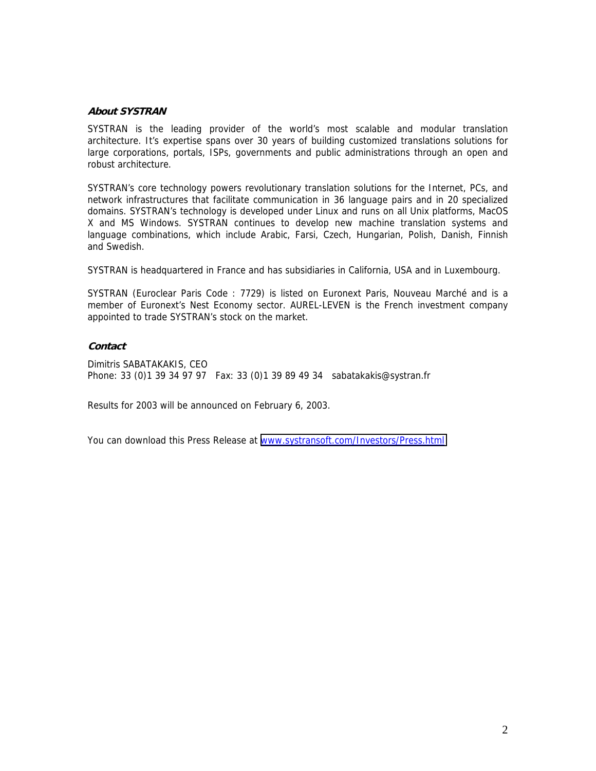### *About SYSTRAN*

SYSTRAN is the leading provider of the world's most scalable and modular translation architecture. It's expertise spans over 30 years of building customized translations solutions for large corporations, portals, ISPs, governments and public administrations through an open and robust architecture.

SYSTRAN's core technology powers revolutionary translation solutions for the Internet, PCs, and network infrastructures that facilitate communication in 36 language pairs and in 20 specialized domains. SYSTRAN's technology is developed under Linux and runs on all Unix platforms, MacOS X and MS Windows. SYSTRAN continues to develop new machine translation systems and language combinations, which include Arabic, Farsi, Czech, Hungarian, Polish, Danish, Finnish and Swedish.

SYSTRAN is headquartered in France and has subsidiaries in California, USA and in Luxembourg.

SYSTRAN (Euroclear Paris Code : 7729) is listed on Euronext Paris, Nouveau Marché and is a member of Euronext's Nest Economy sector. AUREL-LEVEN is the French investment company appointed to trade SYSTRAN's stock on the market.

### *Contact*

Dimitris SABATAKAKIS, CEO
Phone: 33 (0)1 39 34 97 97 Fax: 33 (0)1 39 89 49 34 sabatakakis@systran.fr

Results for 2003 will be announced on February 6, 2003.

You can download this Press Release at [www.systransoft.com/Investors/Press.html](http://www.systransoft.com/Investors/Press.html)